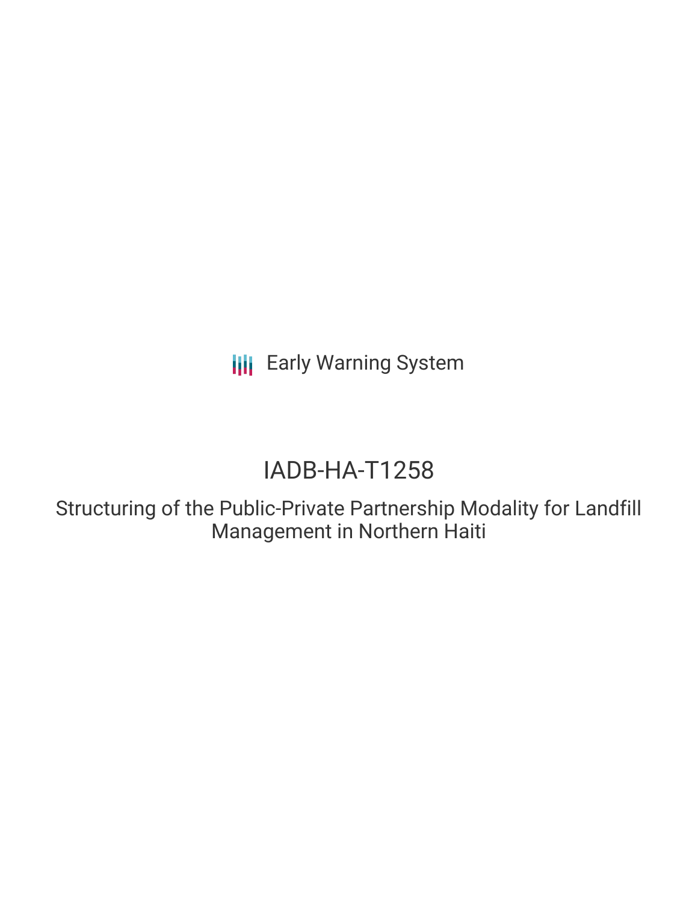Early Warning System

# IADB-HA-T1258

## Structuring of the Public-Private Partnership Modality for Landfill Management in Northern Haiti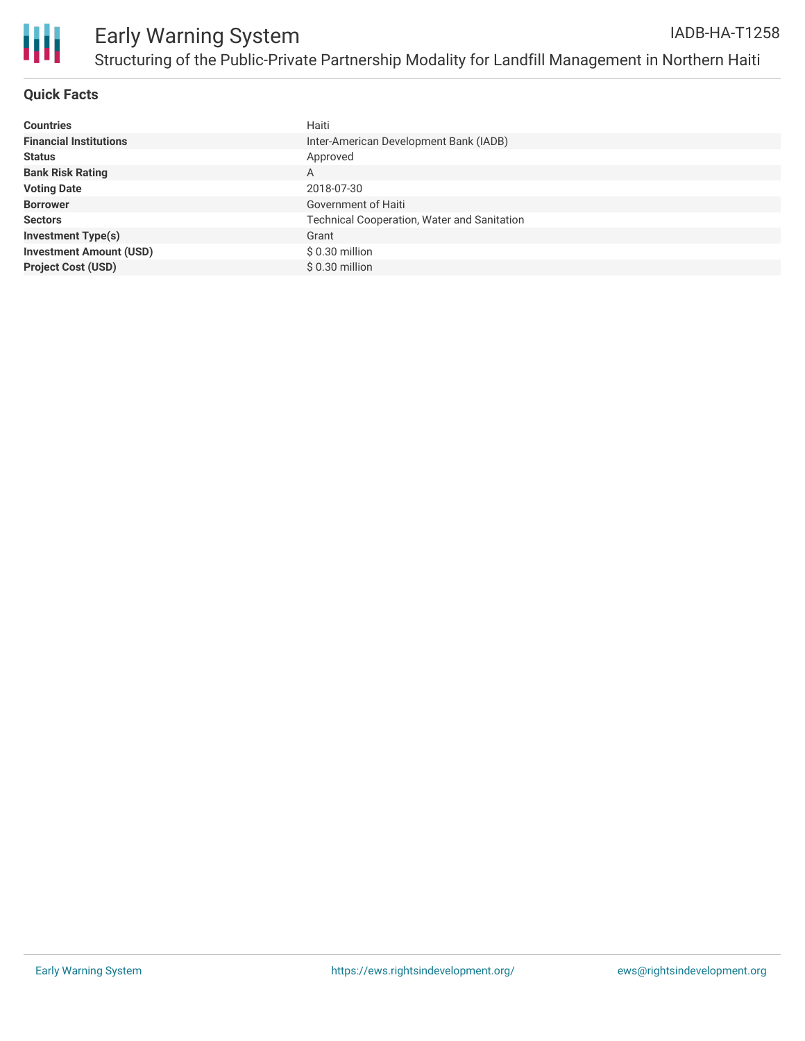# Early Warning System

IADB-HA-T1258

## Structuring of the Public-Private Partnership Modality for Landfill Management in Northern Haiti

### Quick Facts

| | |
|---|---|
| **Countries** | Haiti |
| **Financial Institutions** | Inter-American Development Bank (IADB) |
| **Status** | Approved |
| **Bank Risk Rating** | A |
| **Voting Date** | 2018-07-30 |
| **Borrower** | Government of Haiti |
| **Sectors** | Technical Cooperation, Water and Sanitation |
| **Investment Type(s)** | Grant |
| **Investment Amount (USD)** | $ 0.30 million |
| **Project Cost (USD)** | $ 0.30 million |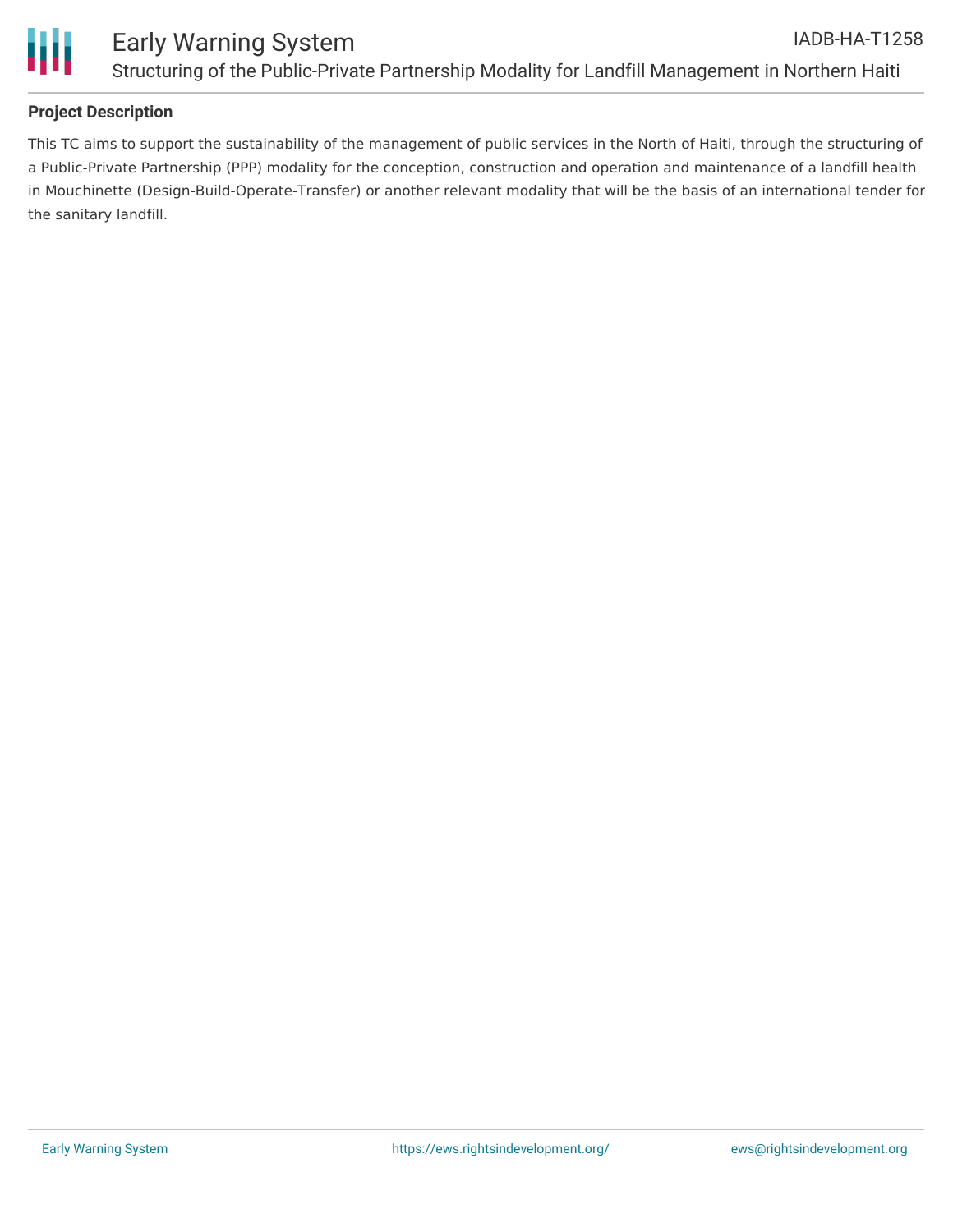## Project Description

This TC aims to support the sustainability of the management of public services in the North of Haiti, through the structuring of a Public-Private Partnership (PPP) modality for the conception, construction and operation and maintenance of a landfill health in Mouchinette (Design-Build-Operate-Transfer) or another relevant modality that will be the basis of an international tender for the sanitary landfill.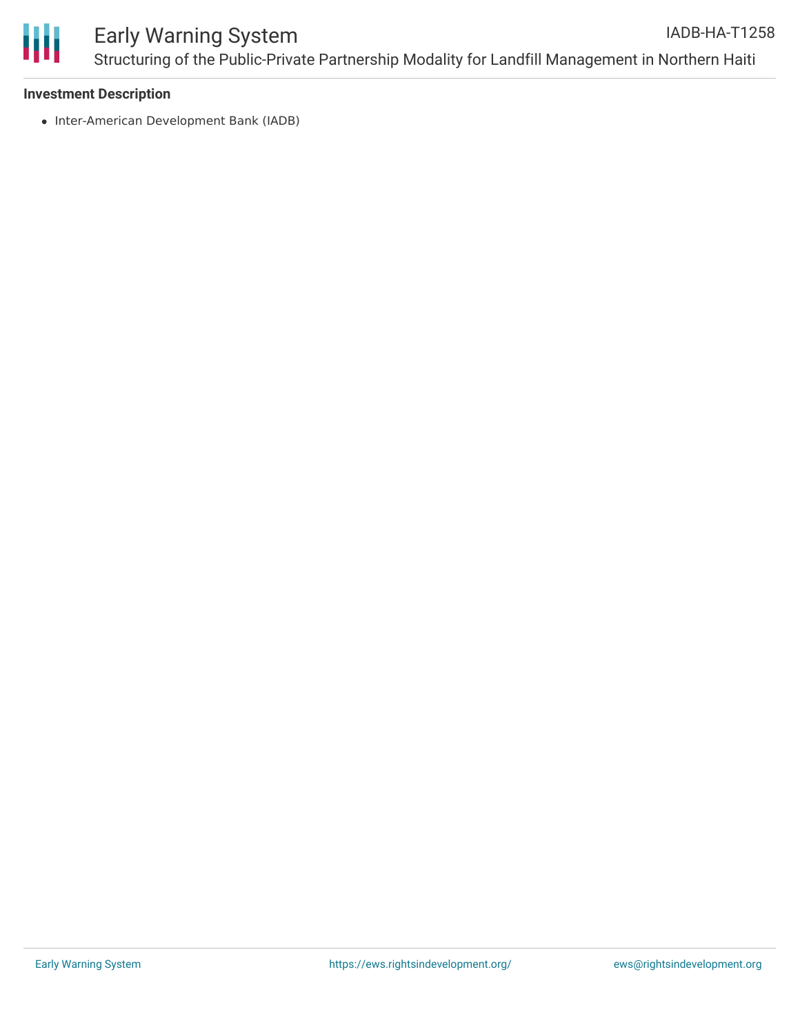### Investment Description

- Inter-American Development Bank (IADB)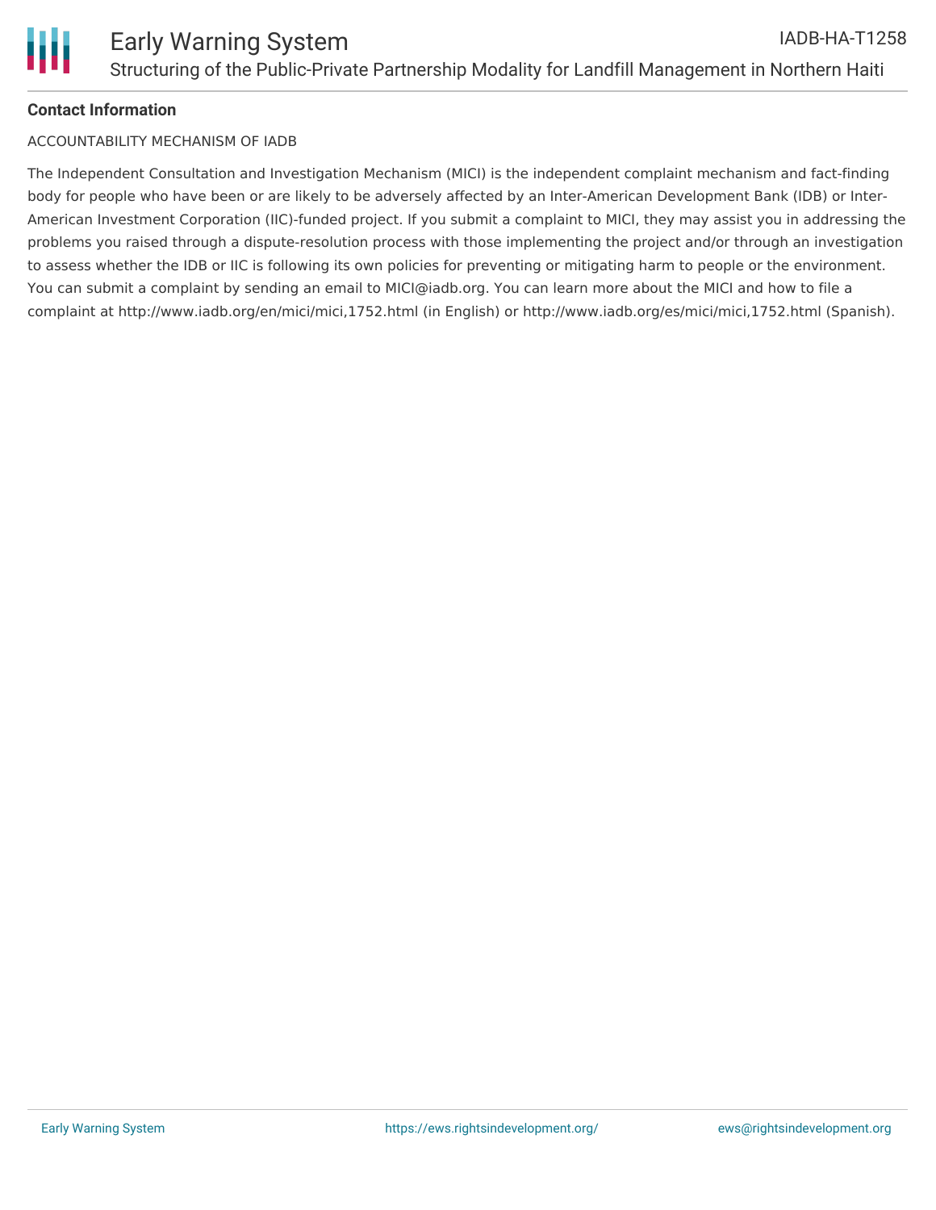**Contact Information**

ACCOUNTABILITY MECHANISM OF IADB

The Independent Consultation and Investigation Mechanism (MICI) is the independent complaint mechanism and fact-finding body for people who have been or are likely to be adversely affected by an Inter-American Development Bank (IDB) or Inter-American Investment Corporation (IIC)-funded project. If you submit a complaint to MICI, they may assist you in addressing the problems you raised through a dispute-resolution process with those implementing the project and/or through an investigation to assess whether the IDB or IIC is following its own policies for preventing or mitigating harm to people or the environment. You can submit a complaint by sending an email to MICI@iadb.org. You can learn more about the MICI and how to file a complaint at http://www.iadb.org/en/mici/mici,1752.html (in English) or http://www.iadb.org/es/mici/mici,1752.html (Spanish).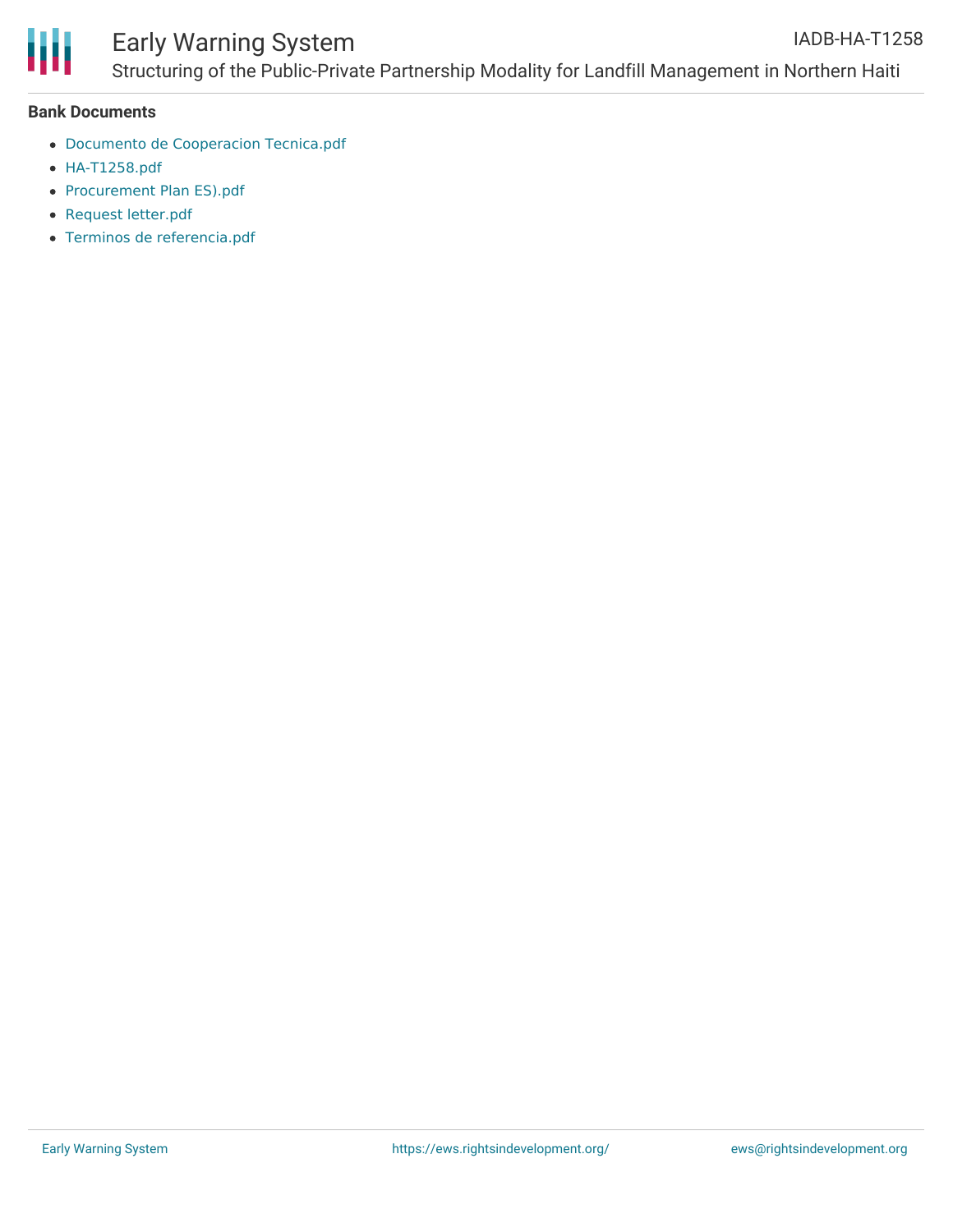**Bank Documents**

- Documento de Cooperacion Tecnica.pdf
- HA-T1258.pdf
- Procurement Plan ES).pdf
- Request letter.pdf
- Terminos de referencia.pdf